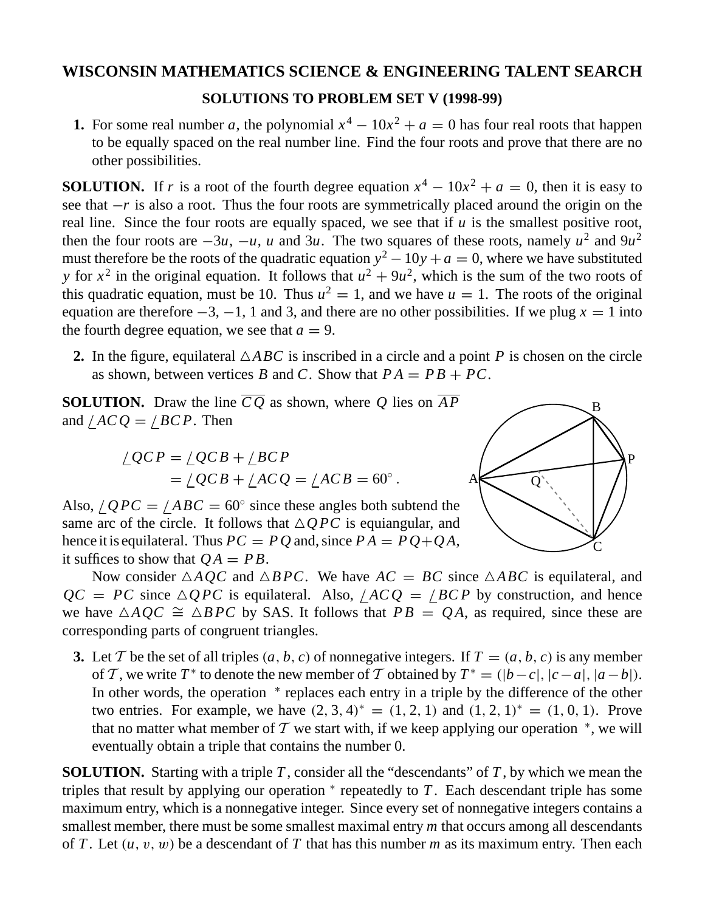## WISCONSIN MATHEMATICS SCIENCE & ENGINEERING TALENT SEARCH

### SOLUTIONS TO PROBLEM SET V (1998-99)

**1.** For some real number $a$, the polynomial $x^4 - 10x^2 + a = 0$ has four real roots that happen to be equally spaced on the real number line. Find the four roots and prove that there are no other possibilities.

**SOLUTION.** If $r$ is a root of the fourth degree equation $x^4 - 10x^2 + a = 0$, then it is easy to see that $-r$ is also a root. Thus the four roots are symmetrically placed around the origin on the real line. Since the four roots are equally spaced, we see that if $u$ is the smallest positive root, then the four roots are $-3u$, $-u$, $u$ and $3u$. The two squares of these roots, namely $u^2$ and $9u^2$ must therefore be the roots of the quadratic equation $y^2 - 10y + a = 0$, where we have substituted $y$ for $x^2$ in the original equation. It follows that $u^2 + 9u^2$, which is the sum of the two roots of this quadratic equation, must be 10. Thus $u^2 = 1$, and we have $u = 1$. The roots of the original equation are therefore $-3$, $-1$, 1 and 3, and there are no other possibilities. If we plug $x = 1$ into the fourth degree equation, we see that $a = 9$.

**2.** In the figure, equilateral $\triangle ABC$ is inscribed in a circle and a point $P$ is chosen on the circle as shown, between vertices $B$ and $C$. Show that $PA = PB + PC$.

**SOLUTION.** Draw the line $\overline{CQ}$ as shown, where $Q$ lies on $\overline{AP}$ and $\angle ACQ = \angle BCP$. Then

$$\angle QCP = \angle QCB + \angle BCP$$
$$= \angle QCB + \angle ACQ = \angle ACB = 60^\circ .$$

Also, $\angle QPC = \angle ABC = 60^\circ$ since these angles both subtend the same arc of the circle. It follows that $\triangle QPC$ is equiangular, and hence it is equilateral. Thus $PC = PQ$ and, since $PA = PQ + QA$, it suffices to show that $QA = PB$.

Now consider $\triangle AQC$ and $\triangle BPC$. We have $AC = BC$ since $\triangle ABC$ is equilateral, and $QC = PC$ since $\triangle QPC$ is equilateral. Also, $\angle ACQ = \angle BCP$ by construction, and hence we have $\triangle AQC \cong \triangle BPC$ by SAS. It follows that $PB = QA$, as required, since these are corresponding parts of congruent triangles.

**3.** Let $\mathcal{T}$ be the set of all triples $(a, b, c)$ of nonnegative integers. If $T = (a, b, c)$ is any member of $\mathcal{T}$, we write $T^*$ to denote the new member of $\mathcal{T}$ obtained by $T^* = (|b-c|, |c-a|, |a-b|)$. In other words, the operation $^*$ replaces each entry in a triple by the difference of the other two entries. For example, we have $(2, 3, 4)^* = (1, 2, 1)$ and $(1, 2, 1)^* = (1, 0, 1)$. Prove that no matter what member of $\mathcal{T}$ we start with, if we keep applying our operation $^*$, we will eventually obtain a triple that contains the number 0.

**SOLUTION.** Starting with a triple $T$, consider all the "descendants" of $T$, by which we mean the triples that result by applying our operation $^*$ repeatedly to $T$. Each descendant triple has some maximum entry, which is a nonnegative integer. Since every set of nonnegative integers contains a smallest member, there must be some smallest maximal entry $m$ that occurs among all descendants of $T$. Let $(u, v, w)$ be a descendant of $T$ that has this number $m$ as its maximum entry. Then each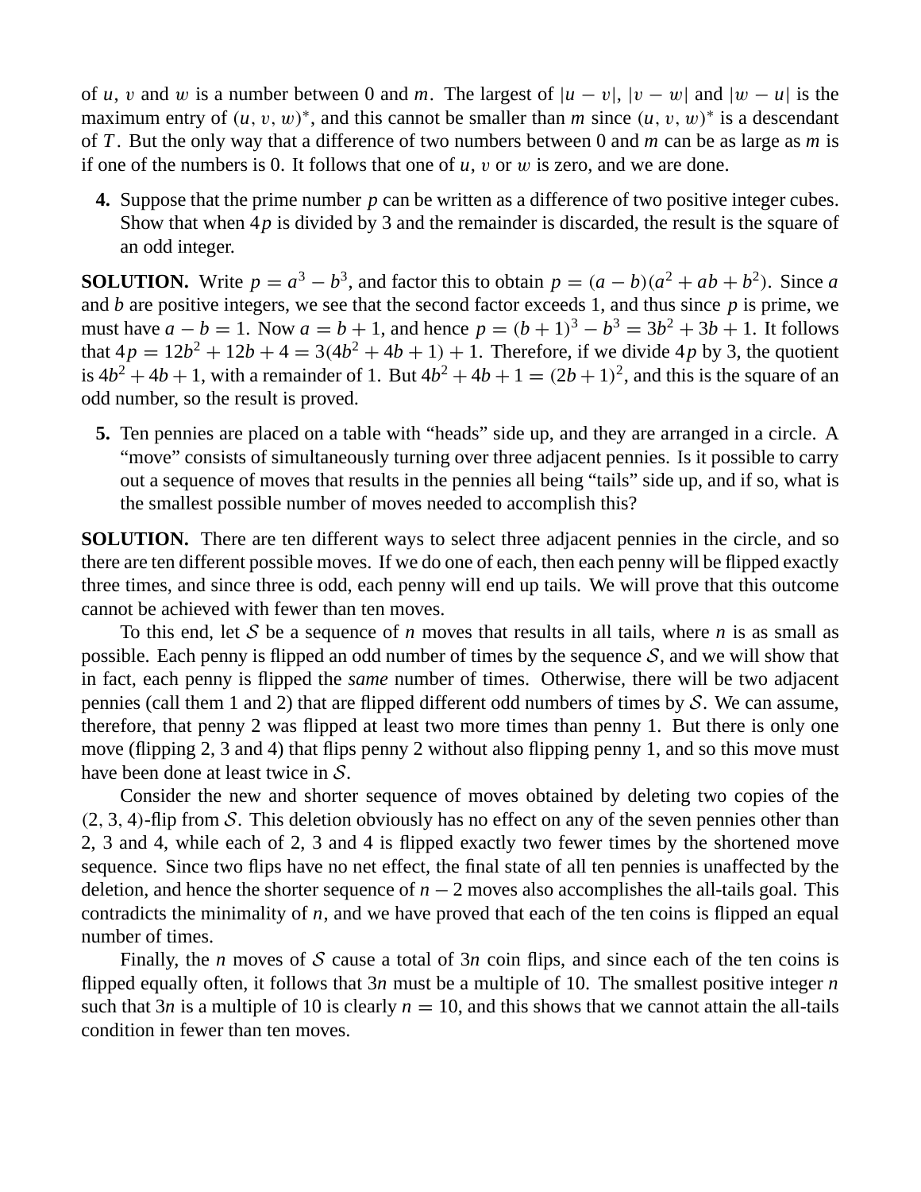of $u$, $v$ and $w$ is a number between 0 and $m$. The largest of $|u - v|$, $|v - w|$ and $|w - u|$ is the maximum entry of $(u, v, w)^*$, and this cannot be smaller than $m$ since $(u, v, w)^*$ is a descendant of $T$. But the only way that a difference of two numbers between 0 and $m$ can be as large as $m$ is if one of the numbers is 0. It follows that one of $u$, $v$ or $w$ is zero, and we are done.

**4.** Suppose that the prime number $p$ can be written as a difference of two positive integer cubes. Show that when $4p$ is divided by 3 and the remainder is discarded, the result is the square of an odd integer.

**SOLUTION.** Write $p = a^3 - b^3$, and factor this to obtain $p = (a - b)(a^2 + ab + b^2)$. Since $a$ and $b$ are positive integers, we see that the second factor exceeds 1, and thus since $p$ is prime, we must have $a - b = 1$. Now $a = b + 1$, and hence $p = (b + 1)^3 - b^3 = 3b^2 + 3b + 1$. It follows that $4p = 12b^2 + 12b + 4 = 3(4b^2 + 4b + 1) + 1$. Therefore, if we divide $4p$ by 3, the quotient is $4b^2 + 4b + 1$, with a remainder of 1. But $4b^2 + 4b + 1 = (2b + 1)^2$, and this is the square of an odd number, so the result is proved.

**5.** Ten pennies are placed on a table with "heads" side up, and they are arranged in a circle. A "move" consists of simultaneously turning over three adjacent pennies. Is it possible to carry out a sequence of moves that results in the pennies all being "tails" side up, and if so, what is the smallest possible number of moves needed to accomplish this?

**SOLUTION.** There are ten different ways to select three adjacent pennies in the circle, and so there are ten different possible moves. If we do one of each, then each penny will be flipped exactly three times, and since three is odd, each penny will end up tails. We will prove that this outcome cannot be achieved with fewer than ten moves.

To this end, let $\mathcal{S}$ be a sequence of $n$ moves that results in all tails, where $n$ is as small as possible. Each penny is flipped an odd number of times by the sequence $\mathcal{S}$, and we will show that in fact, each penny is flipped the *same* number of times. Otherwise, there will be two adjacent pennies (call them 1 and 2) that are flipped different odd numbers of times by $\mathcal{S}$. We can assume, therefore, that penny 2 was flipped at least two more times than penny 1. But there is only one move (flipping 2, 3 and 4) that flips penny 2 without also flipping penny 1, and so this move must have been done at least twice in $\mathcal{S}$.

Consider the new and shorter sequence of moves obtained by deleting two copies of the $(2, 3, 4)$-flip from $\mathcal{S}$. This deletion obviously has no effect on any of the seven pennies other than 2, 3 and 4, while each of 2, 3 and 4 is flipped exactly two fewer times by the shortened move sequence. Since two flips have no net effect, the final state of all ten pennies is unaffected by the deletion, and hence the shorter sequence of $n - 2$ moves also accomplishes the all-tails goal. This contradicts the minimality of $n$, and we have proved that each of the ten coins is flipped an equal number of times.

Finally, the $n$ moves of $\mathcal{S}$ cause a total of $3n$ coin flips, and since each of the ten coins is flipped equally often, it follows that $3n$ must be a multiple of 10. The smallest positive integer $n$ such that $3n$ is a multiple of 10 is clearly $n = 10$, and this shows that we cannot attain the all-tails condition in fewer than ten moves.